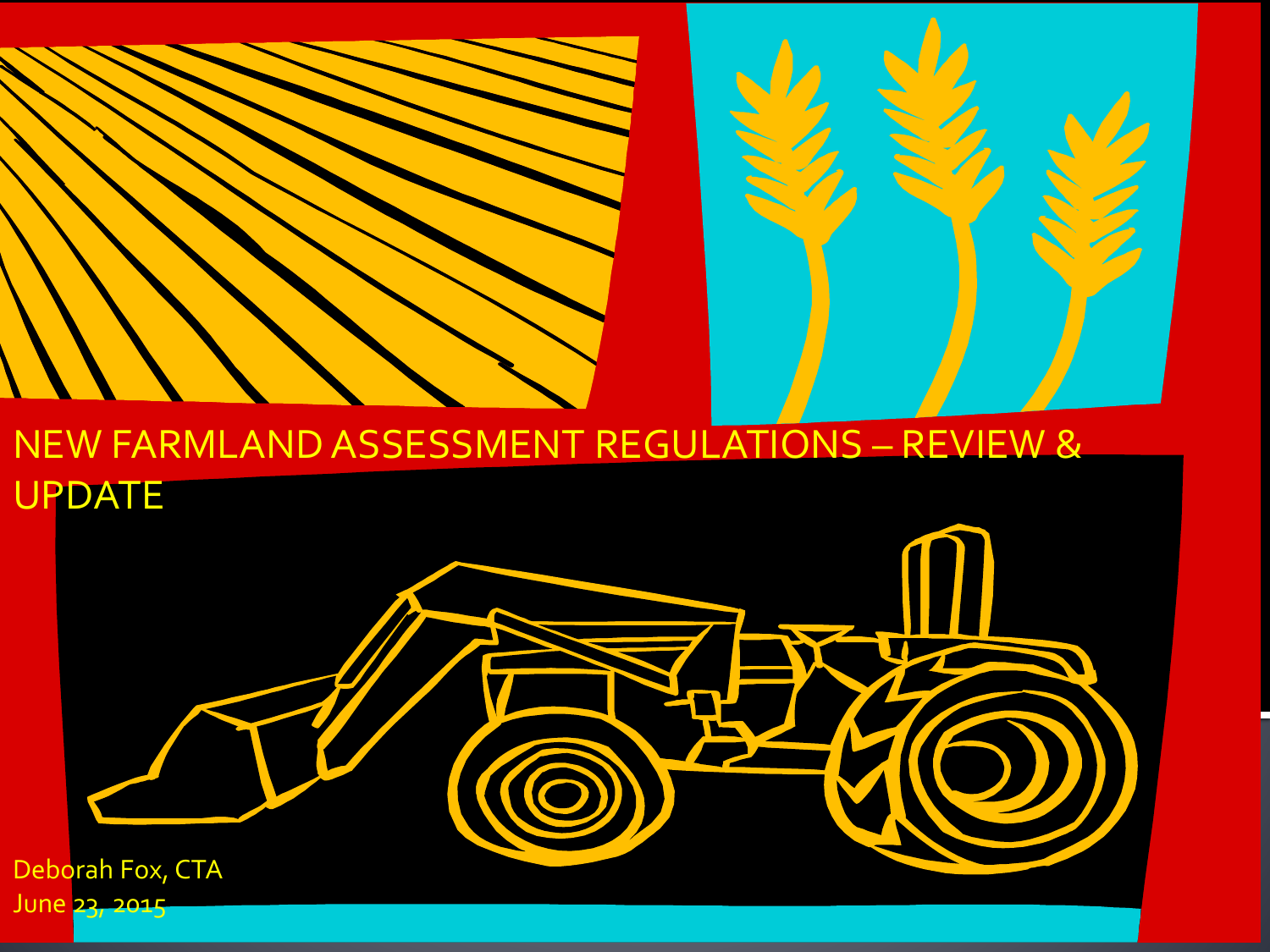# NEW FARMLAND ASSESSMENT REGULATIONS – REVIEW & UPDATE

Deborah Fox, CTA
June 23, 2015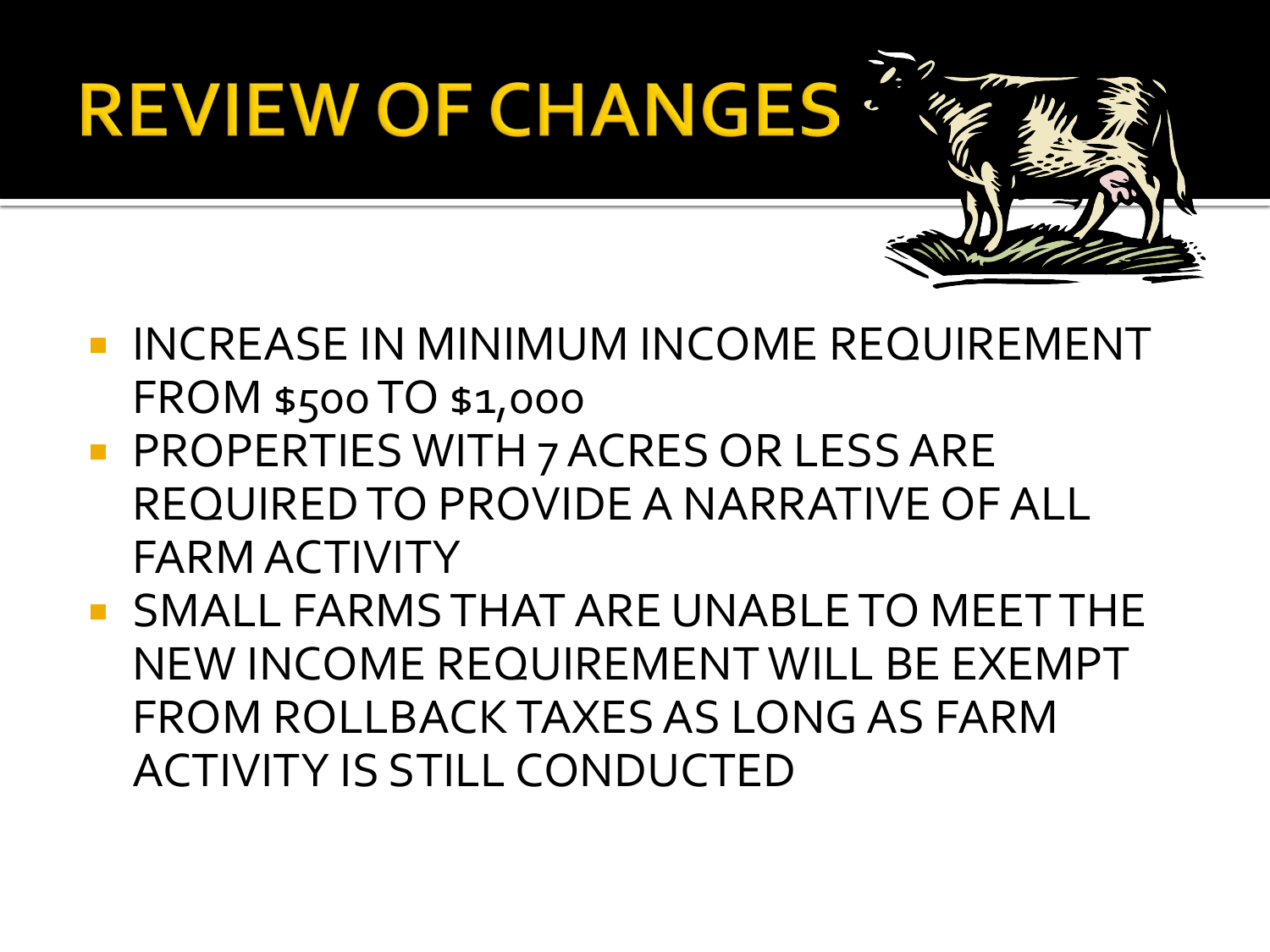# REVIEW OF CHANGES

- INCREASE IN MINIMUM INCOME REQUIREMENT FROM $500 TO $1,000
- PROPERTIES WITH 7 ACRES OR LESS ARE REQUIRED TO PROVIDE A NARRATIVE OF ALL FARM ACTIVITY
- SMALL FARMS THAT ARE UNABLE TO MEET THE NEW INCOME REQUIREMENT WILL BE EXEMPT FROM ROLLBACK TAXES AS LONG AS FARM ACTIVITY IS STILL CONDUCTED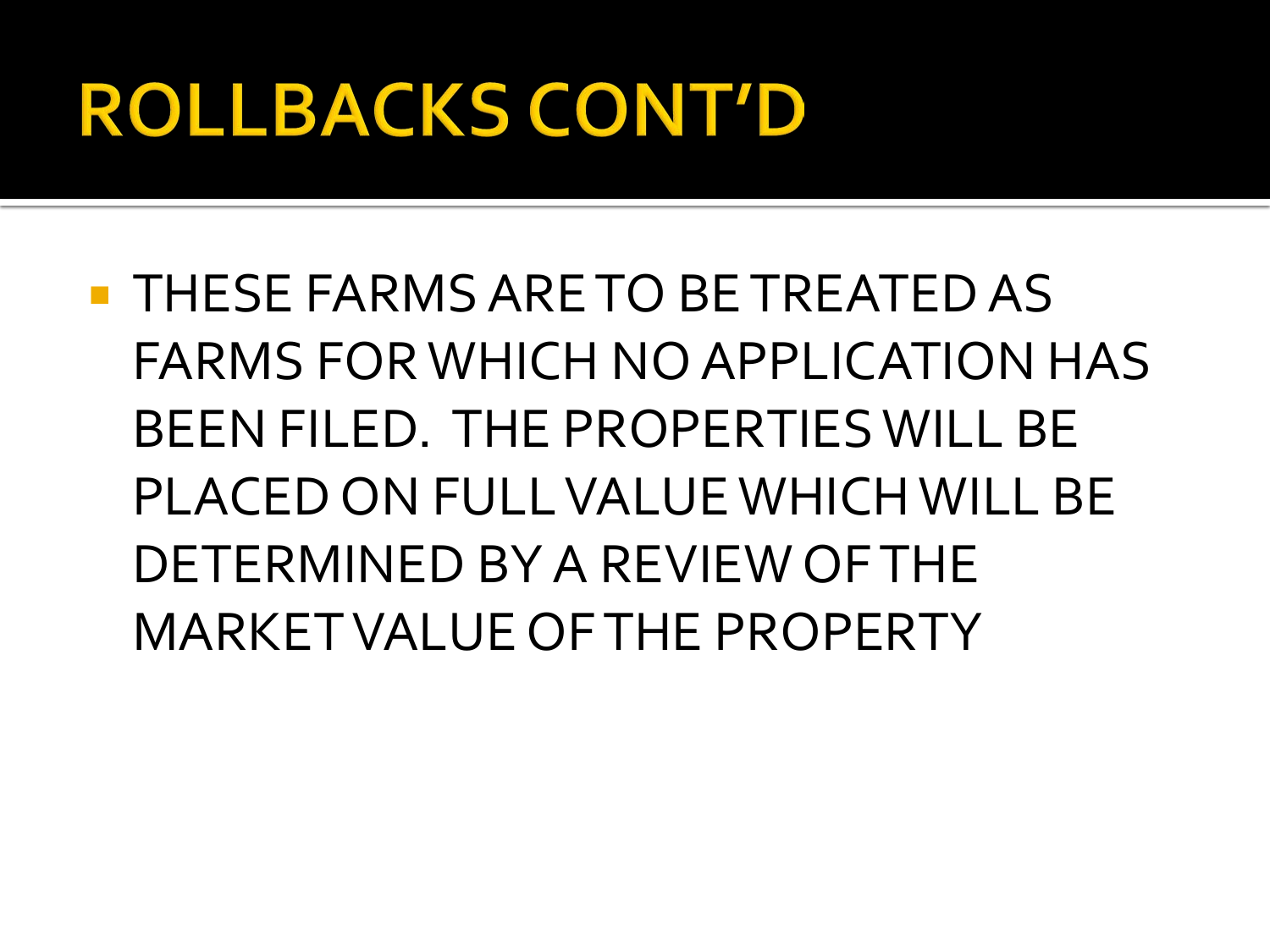# ROLLBACKS CONT'D

- THESE FARMS ARE TO BE TREATED AS FARMS FOR WHICH NO APPLICATION HAS BEEN FILED. THE PROPERTIES WILL BE PLACED ON FULL VALUE WHICH WILL BE DETERMINED BY A REVIEW OF THE MARKET VALUE OF THE PROPERTY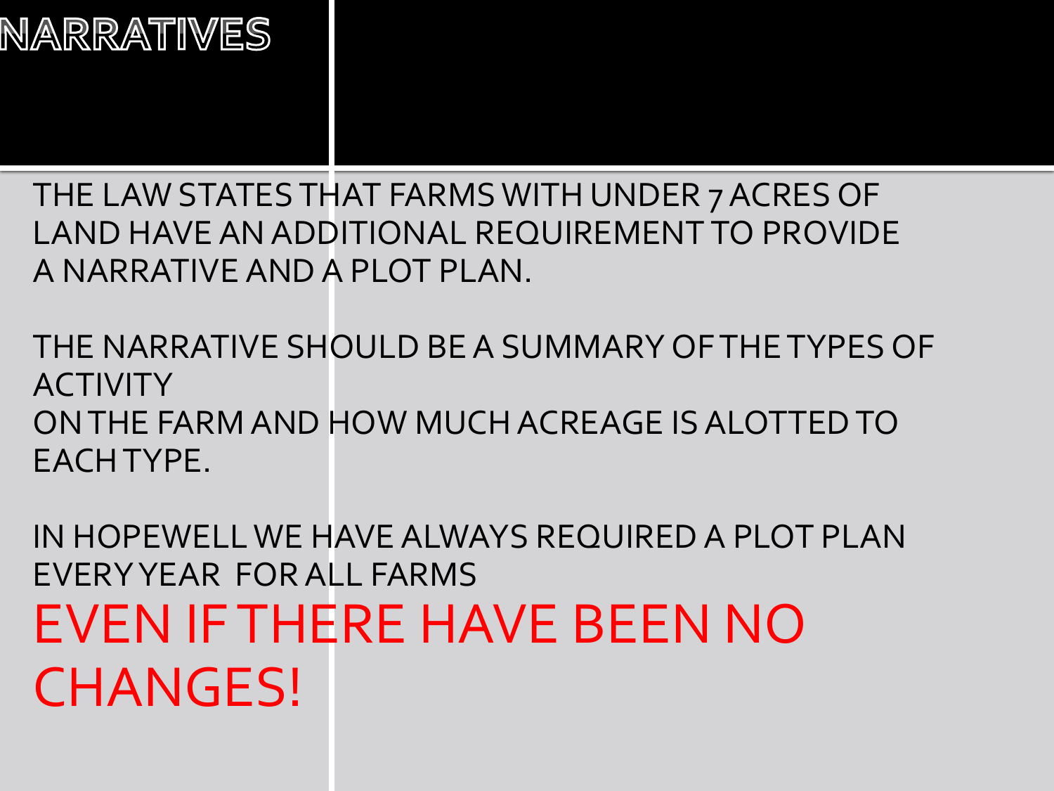# NARRATIVES

THE LAW STATES THAT FARMS WITH UNDER 7 ACRES OF LAND HAVE AN ADDITIONAL REQUIREMENT TO PROVIDE A NARRATIVE AND A PLOT PLAN.

THE NARRATIVE SHOULD BE A SUMMARY OF THE TYPES OF ACTIVITY ON THE FARM AND HOW MUCH ACREAGE IS ALOTTED TO EACH TYPE.

IN HOPEWELL WE HAVE ALWAYS REQUIRED A PLOT PLAN EVERY YEAR FOR ALL FARMS

**EVEN IF THERE HAVE BEEN NO CHANGES!**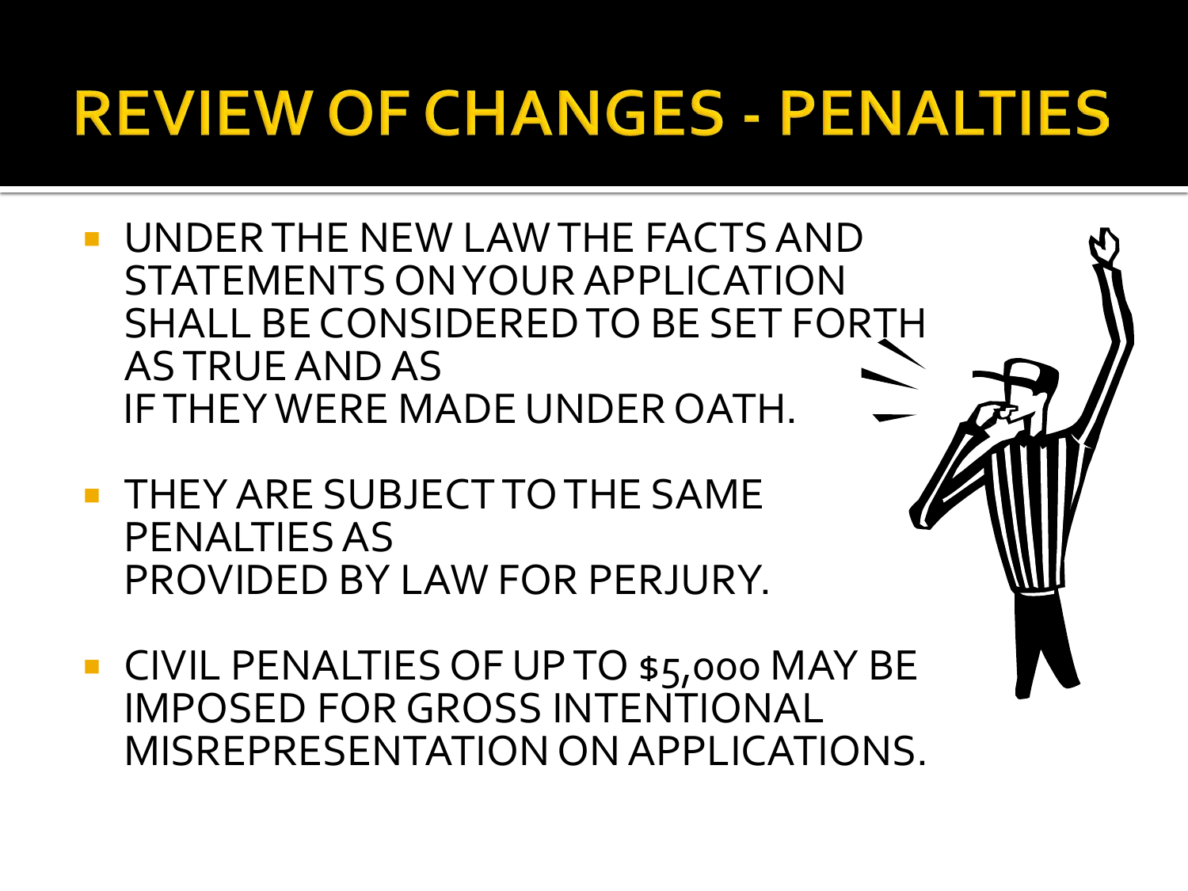# REVIEW OF CHANGES - PENALTIES

- UNDER THE NEW LAW THE FACTS AND STATEMENTS ON YOUR APPLICATION SHALL BE CONSIDERED TO BE SET FORTH AS TRUE AND AS IF THEY WERE MADE UNDER OATH.
- THEY ARE SUBJECT TO THE SAME PENALTIES AS PROVIDED BY LAW FOR PERJURY.
- CIVIL PENALTIES OF UP TO $5,000 MAY BE IMPOSED FOR GROSS INTENTIONAL MISREPRESENTATION ON APPLICATIONS.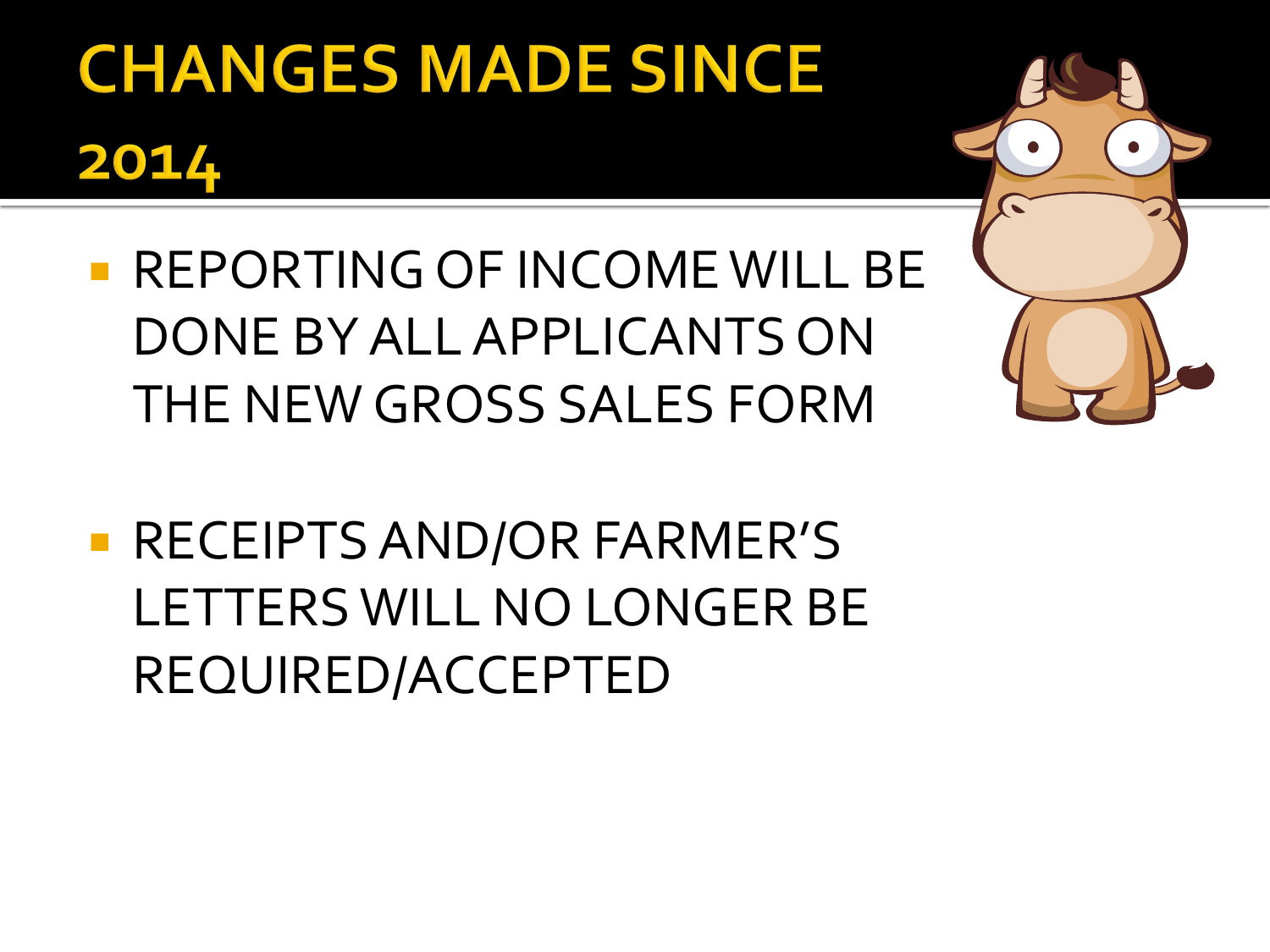# CHANGES MADE SINCE 2014

- REPORTING OF INCOME WILL BE DONE BY ALL APPLICANTS ON THE NEW GROSS SALES FORM

- RECEIPTS AND/OR FARMER'S LETTERS WILL NO LONGER BE REQUIRED/ACCEPTED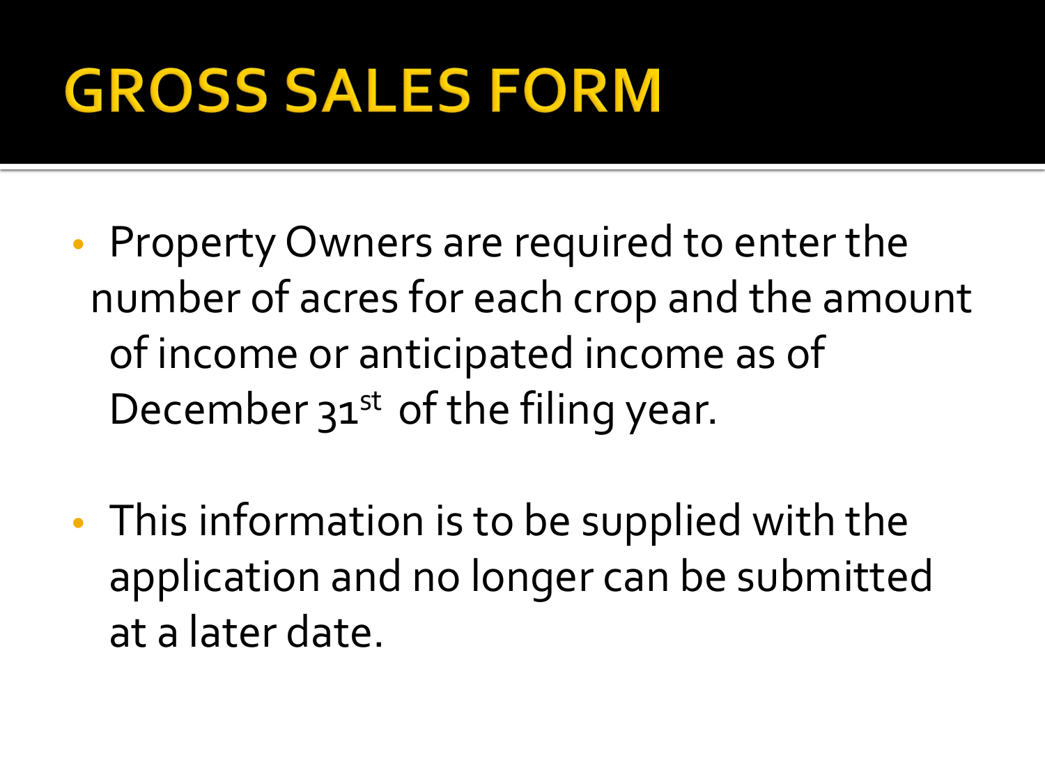# GROSS SALES FORM

- Property Owners are required to enter the number of acres for each crop and the amount of income or anticipated income as of December 31st of the filing year.

- This information is to be supplied with the application and no longer can be submitted at a later date.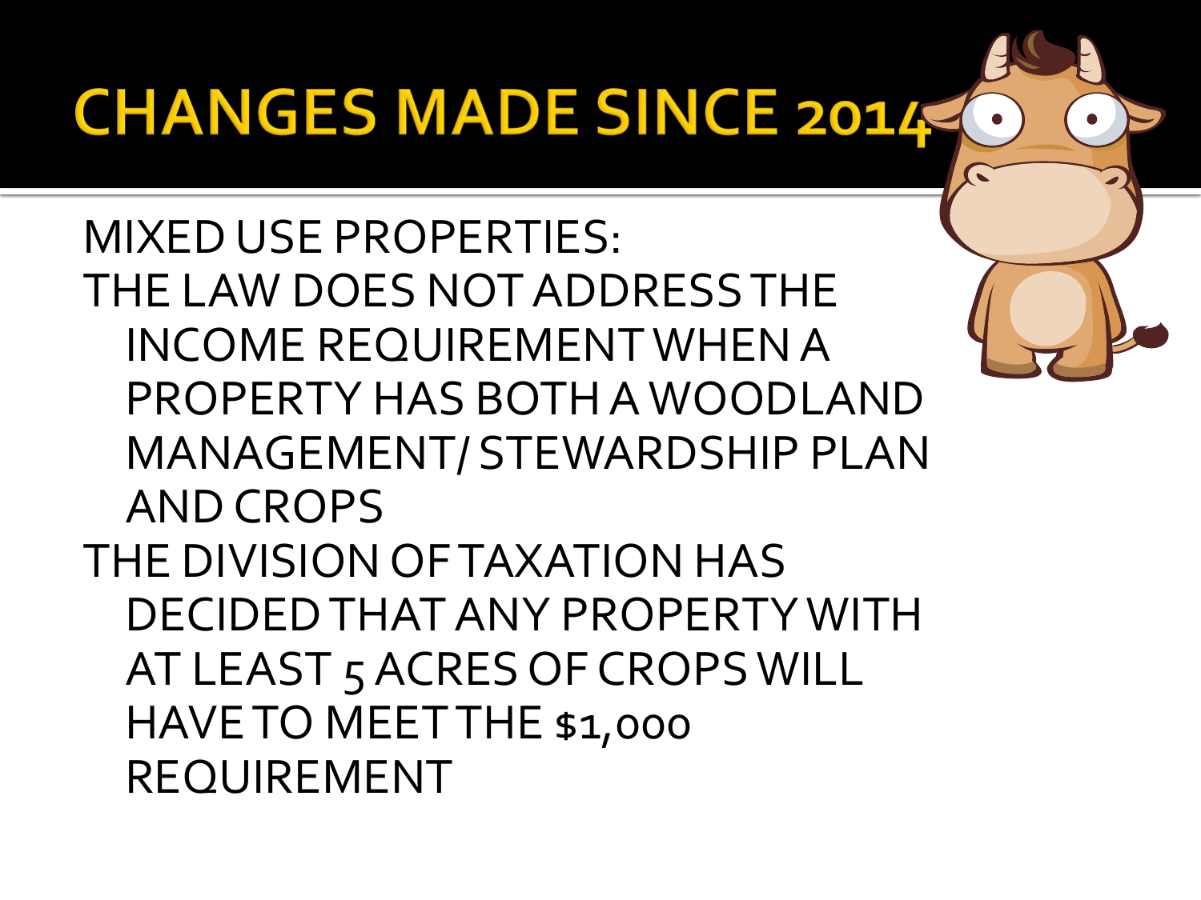# CHANGES MADE SINCE 2014

MIXED USE PROPERTIES:

THE LAW DOES NOT ADDRESS THE INCOME REQUIREMENT WHEN A PROPERTY HAS BOTH A WOODLAND MANAGEMENT/ STEWARDSHIP PLAN AND CROPS

THE DIVISION OF TAXATION HAS DECIDED THAT ANY PROPERTY WITH AT LEAST 5 ACRES OF CROPS WILL HAVE TO MEET THE $1,000 REQUIREMENT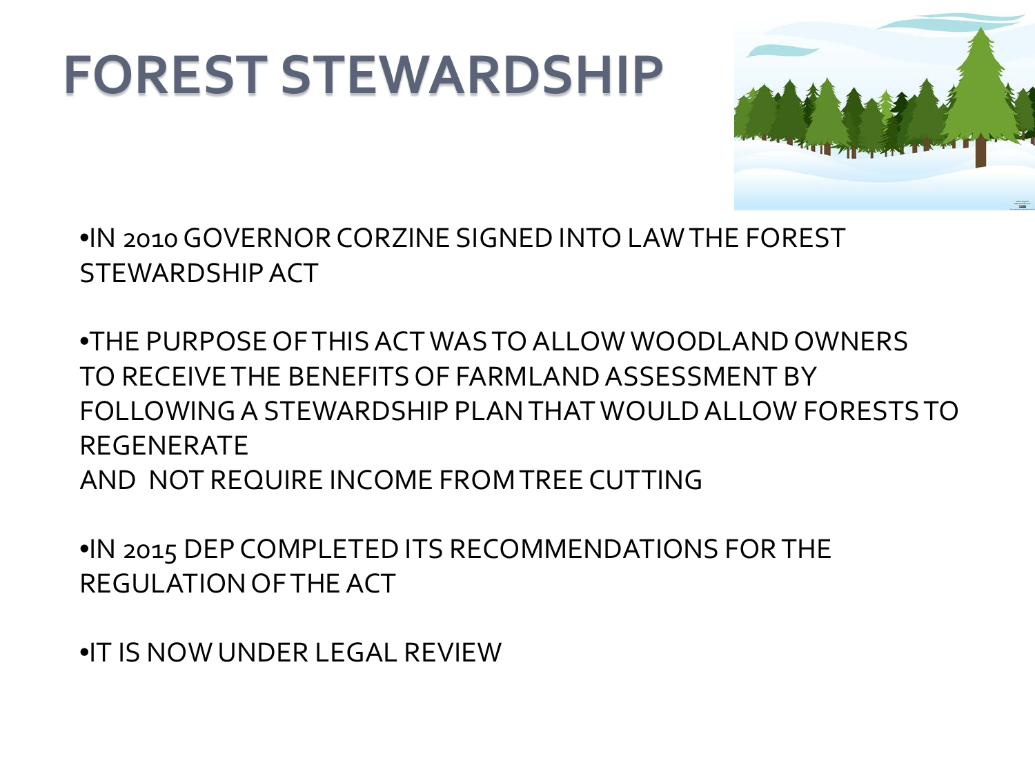# FOREST STEWARDSHIP

- IN 2010 GOVERNOR CORZINE SIGNED INTO LAW THE FOREST STEWARDSHIP ACT

- THE PURPOSE OF THIS ACT WAS TO ALLOW WOODLAND OWNERS TO RECEIVE THE BENEFITS OF FARMLAND ASSESSMENT BY FOLLOWING A STEWARDSHIP PLAN THAT WOULD ALLOW FORESTS TO REGENERATE
AND NOT REQUIRE INCOME FROM TREE CUTTING

- IN 2015 DEP COMPLETED ITS RECOMMENDATIONS FOR THE REGULATION OF THE ACT

- IT IS NOW UNDER LEGAL REVIEW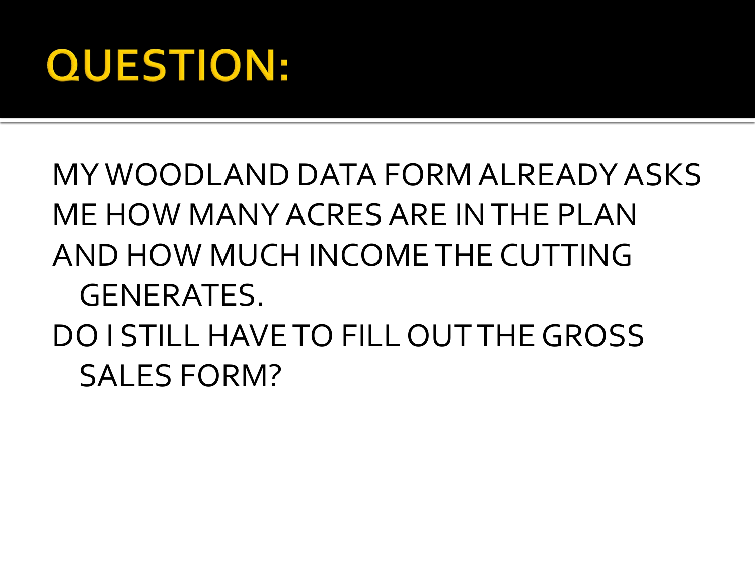# QUESTION:

MY WOODLAND DATA FORM ALREADY ASKS ME HOW MANY ACRES ARE IN THE PLAN AND HOW MUCH INCOME THE CUTTING GENERATES.

DO I STILL HAVE TO FILL OUT THE GROSS SALES FORM?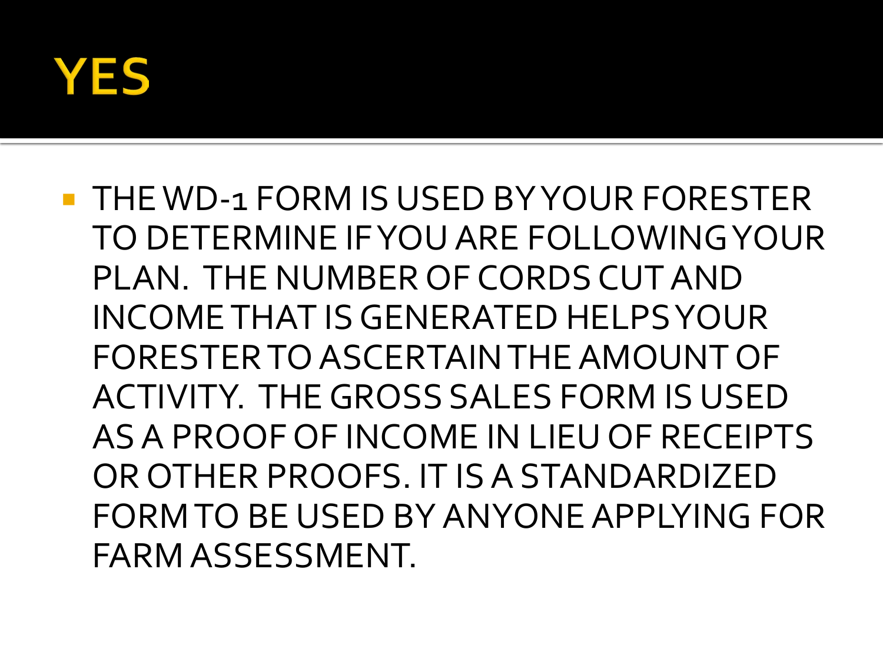# YES

- THE WD-1 FORM IS USED BY YOUR FORESTER TO DETERMINE IF YOU ARE FOLLOWING YOUR PLAN. THE NUMBER OF CORDS CUT AND INCOME THAT IS GENERATED HELPS YOUR FORESTER TO ASCERTAIN THE AMOUNT OF ACTIVITY. THE GROSS SALES FORM IS USED AS A PROOF OF INCOME IN LIEU OF RECEIPTS OR OTHER PROOFS. IT IS A STANDARDIZED FORM TO BE USED BY ANYONE APPLYING FOR FARM ASSESSMENT.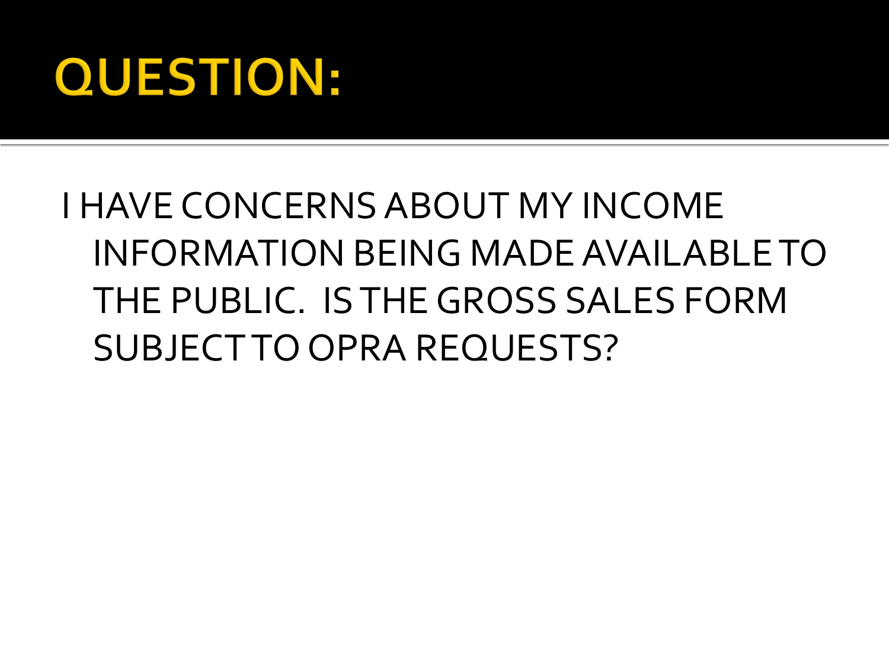# QUESTION:

I HAVE CONCERNS ABOUT MY INCOME INFORMATION BEING MADE AVAILABLE TO THE PUBLIC. IS THE GROSS SALES FORM SUBJECT TO OPRA REQUESTS?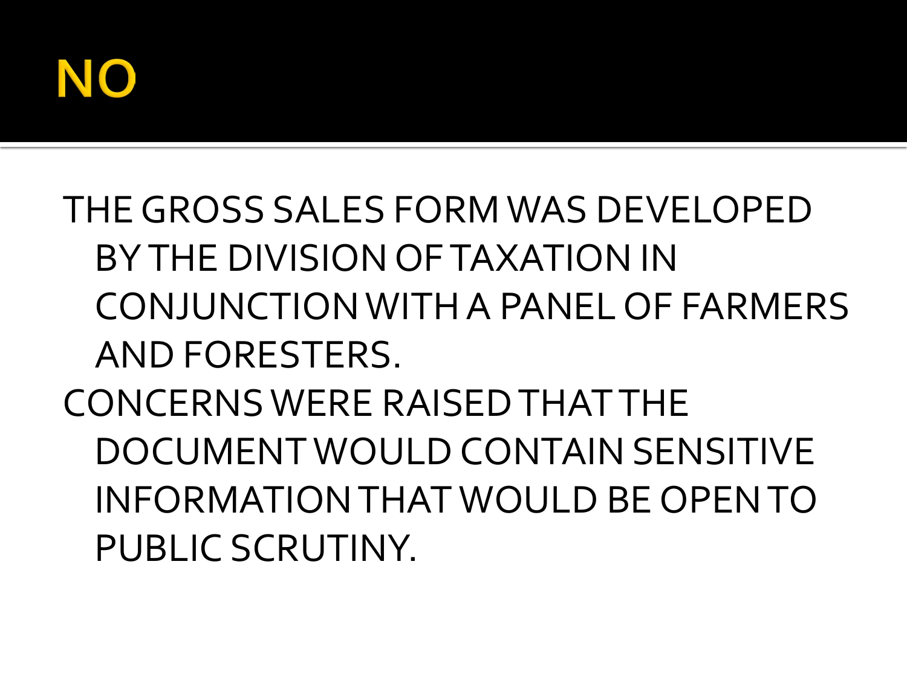# NO

- THE GROSS SALES FORM WAS DEVELOPED BY THE DIVISION OF TAXATION IN CONJUNCTION WITH A PANEL OF FARMERS AND FORESTERS.
- CONCERNS WERE RAISED THAT THE DOCUMENT WOULD CONTAIN SENSITIVE INFORMATION THAT WOULD BE OPEN TO PUBLIC SCRUTINY.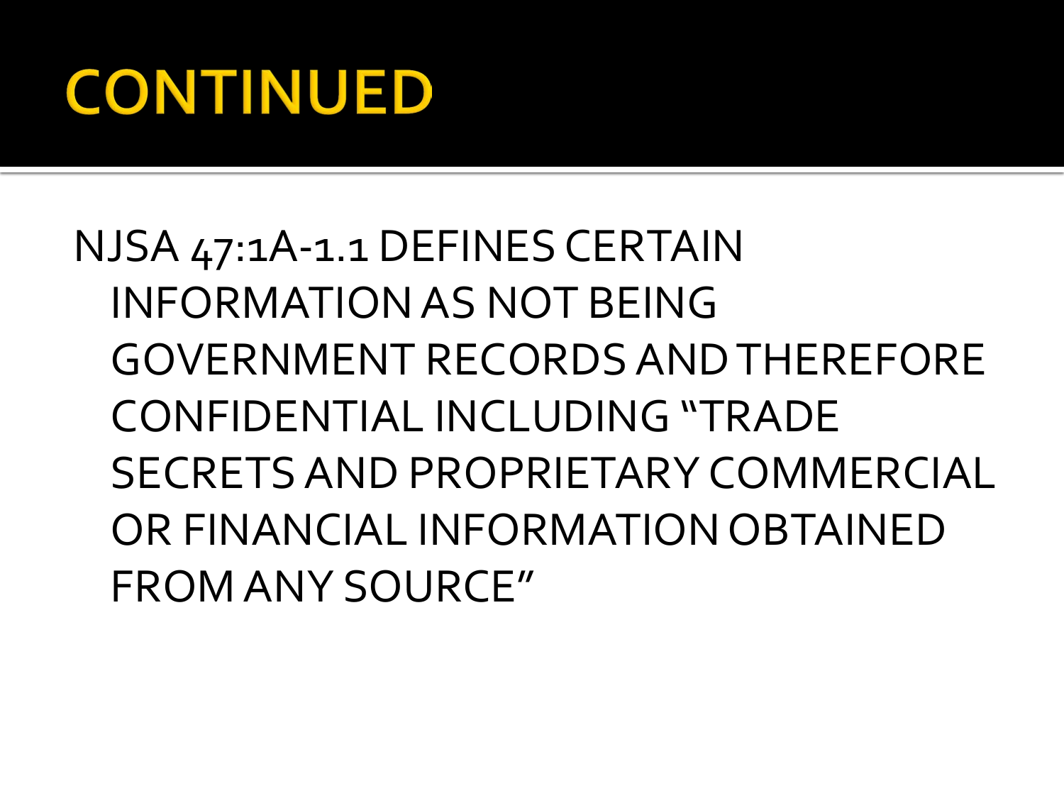# CONTINUED

NJSA 47:1A-1.1 DEFINES CERTAIN INFORMATION AS NOT BEING GOVERNMENT RECORDS AND THEREFORE CONFIDENTIAL INCLUDING "TRADE SECRETS AND PROPRIETARY COMMERCIAL OR FINANCIAL INFORMATION OBTAINED FROM ANY SOURCE"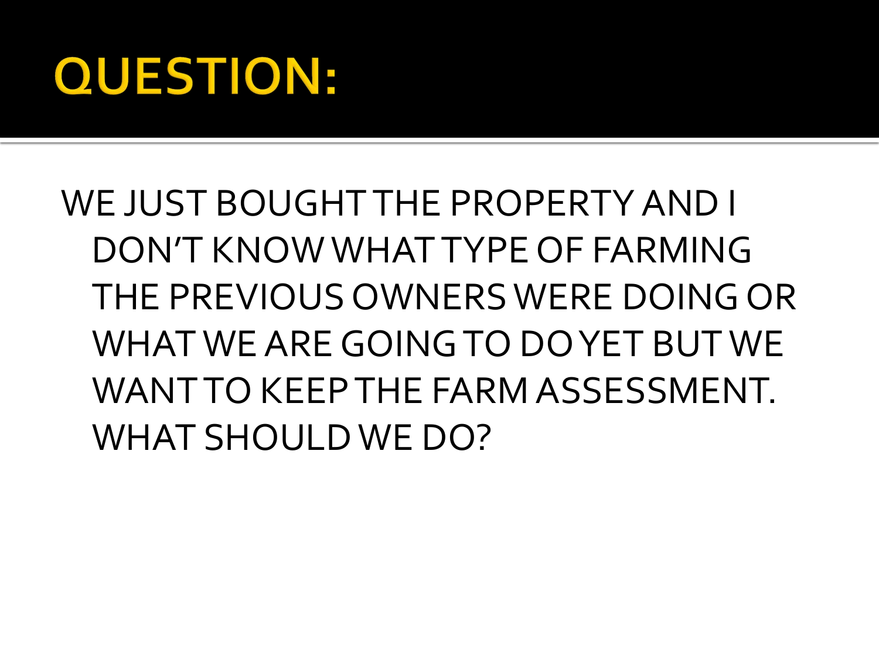# QUESTION:

WE JUST BOUGHT THE PROPERTY AND I DON'T KNOW WHAT TYPE OF FARMING THE PREVIOUS OWNERS WERE DOING OR WHAT WE ARE GOING TO DO YET BUT WE WANT TO KEEP THE FARM ASSESSMENT. WHAT SHOULD WE DO?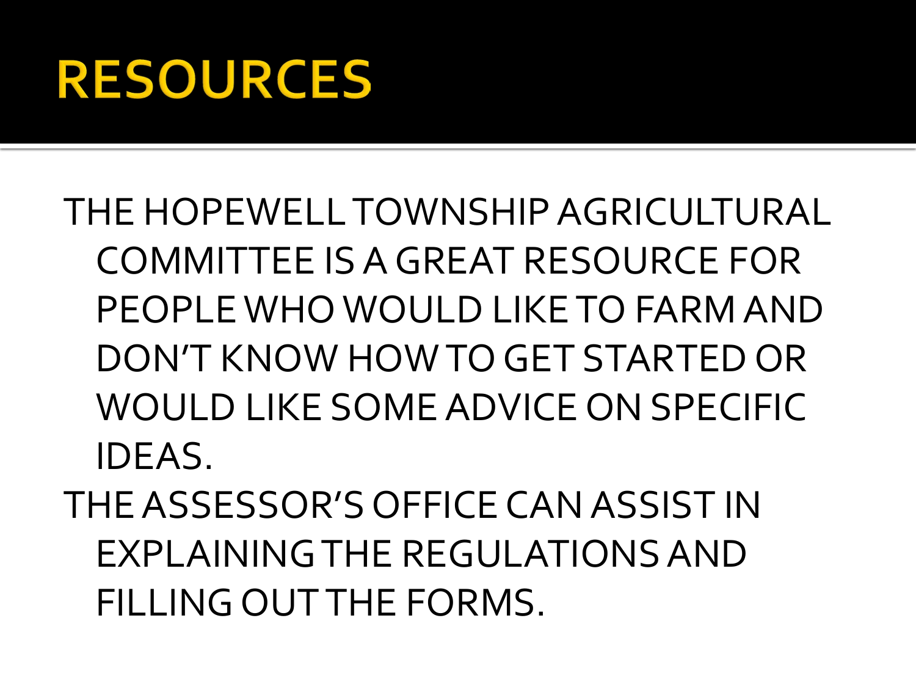# RESOURCES

THE HOPEWELL TOWNSHIP AGRICULTURAL COMMITTEE IS A GREAT RESOURCE FOR PEOPLE WHO WOULD LIKE TO FARM AND DON'T KNOW HOW TO GET STARTED OR WOULD LIKE SOME ADVICE ON SPECIFIC IDEAS.

THE ASSESSOR'S OFFICE CAN ASSIST IN EXPLAINING THE REGULATIONS AND FILLING OUT THE FORMS.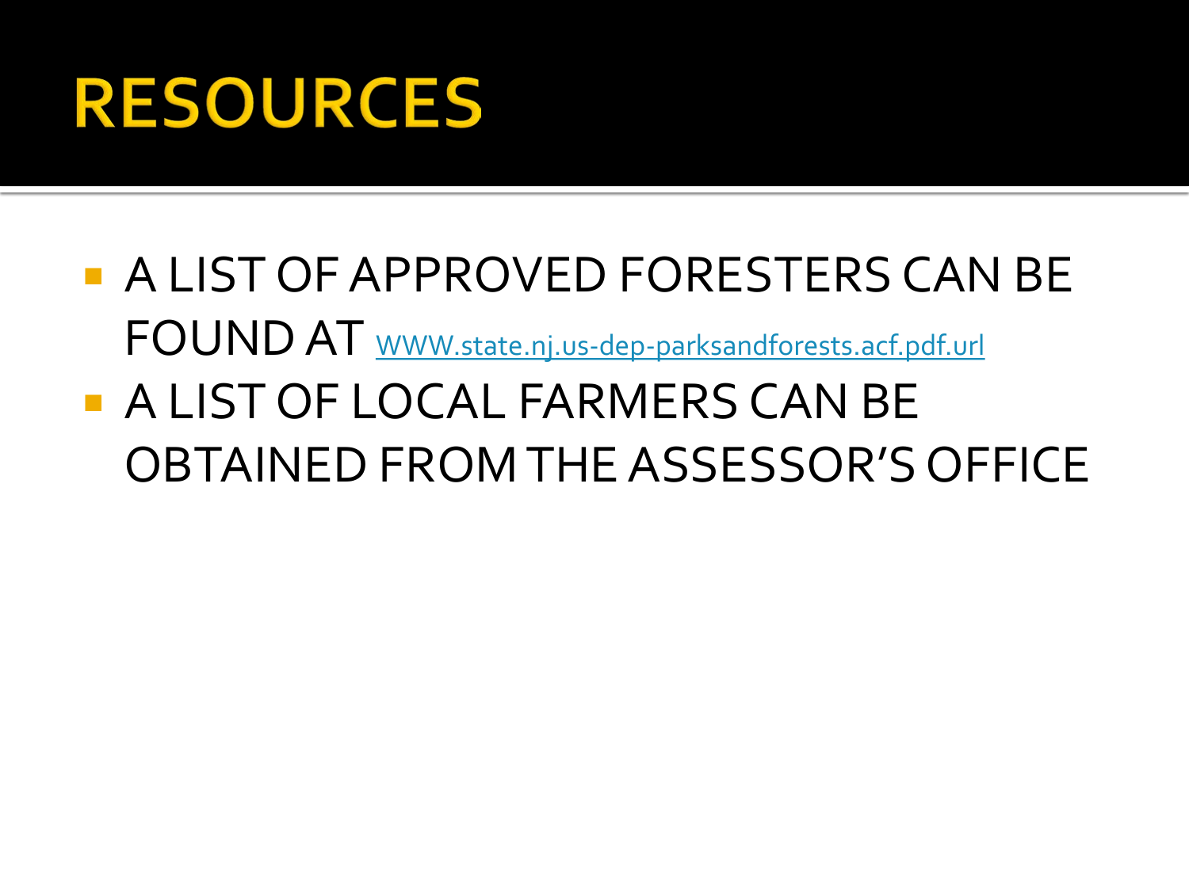# RESOURCES

- A LIST OF APPROVED FORESTERS CAN BE FOUND AT [WWW.state.nj.us-dep-parksandforests.acf.pdf.url](WWW.state.nj.us-dep-parksandforests.acf.pdf.url)
- A LIST OF LOCAL FARMERS CAN BE OBTAINED FROM THE ASSESSOR'S OFFICE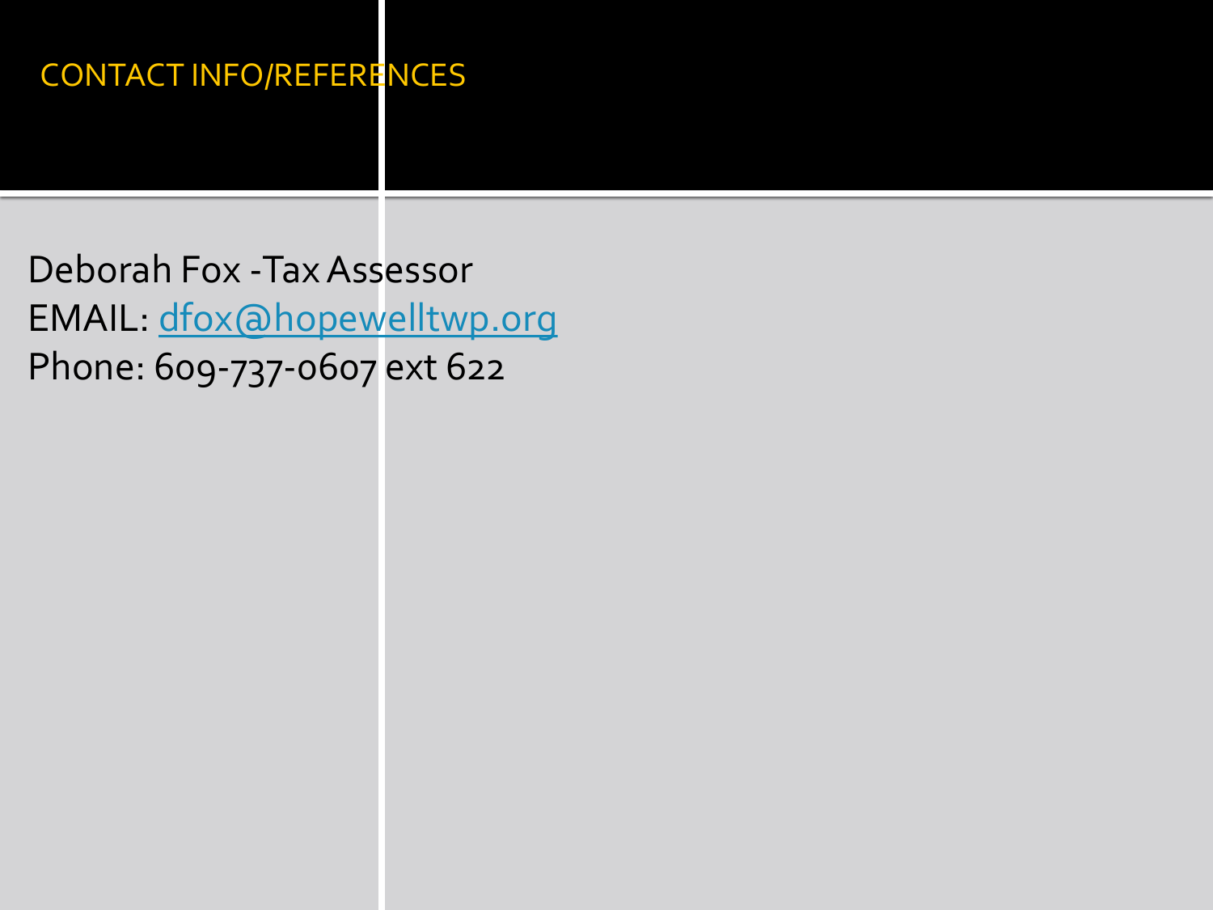# CONTACT INFO/REFERENCES

Deborah Fox -Tax Assessor
EMAIL: dfox@hopewelltwp.org
Phone: 609-737-0607 ext 622